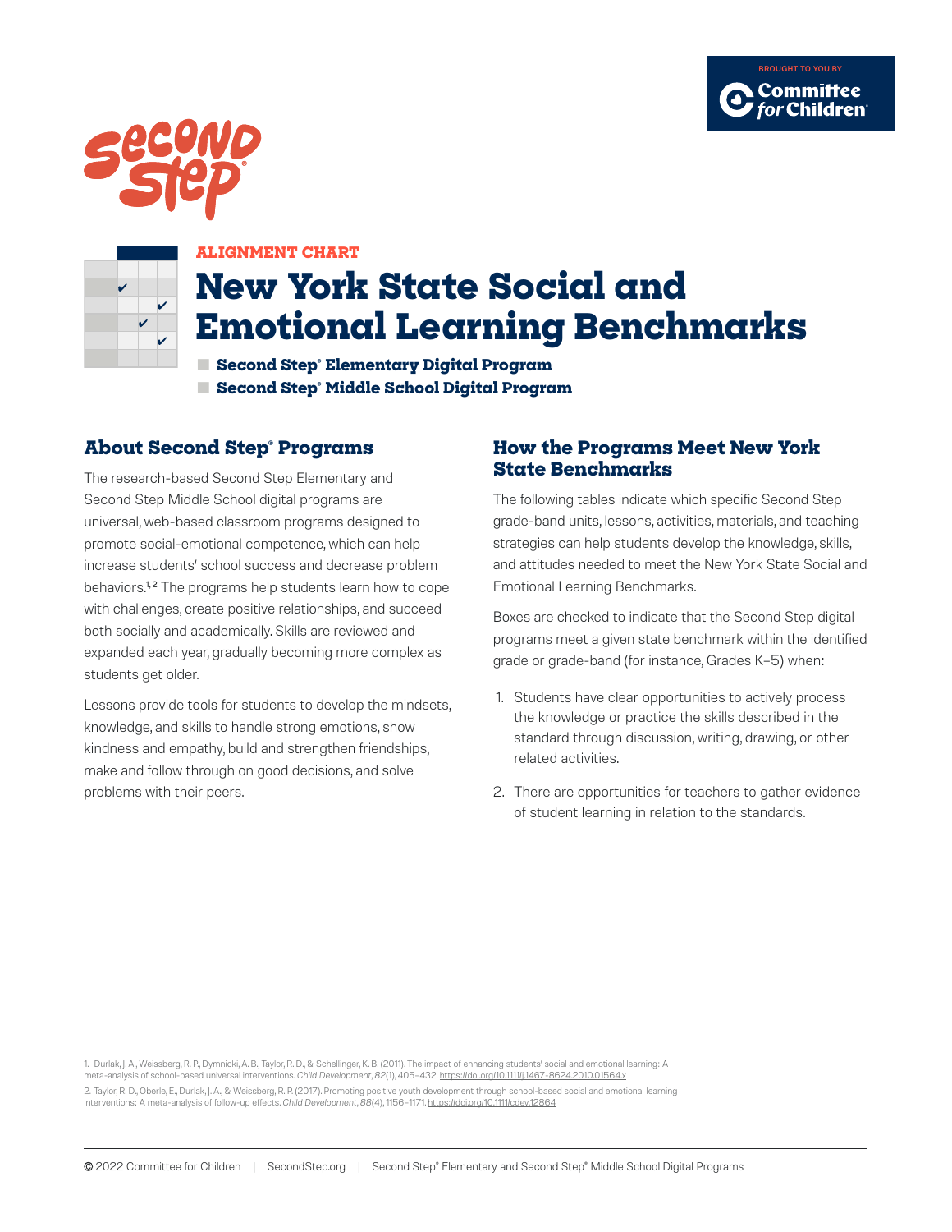BROUGHT TO YOU BY

Committee for Children®

Second Step®

ALIGNMENT CHART

# New York State Social and Emotional Learning Benchmarks

- Second Step® Elementary Digital Program
- Second Step® Middle School Digital Program

## About Second Step® Programs

The research-based Second Step Elementary and Second Step Middle School digital programs are universal, web-based classroom programs designed to promote social-emotional competence, which can help increase students' school success and decrease problem behaviors.[1,2] The programs help students learn how to cope with challenges, create positive relationships, and succeed both socially and academically. Skills are reviewed and expanded each year, gradually becoming more complex as students get older.

Lessons provide tools for students to develop the mindsets, knowledge, and skills to handle strong emotions, show kindness and empathy, build and strengthen friendships, make and follow through on good decisions, and solve problems with their peers.

## How the Programs Meet New York State Benchmarks

The following tables indicate which specific Second Step grade-band units, lessons, activities, materials, and teaching strategies can help students develop the knowledge, skills, and attitudes needed to meet the New York State Social and Emotional Learning Benchmarks.

Boxes are checked to indicate that the Second Step digital programs meet a given state benchmark within the identified grade or grade-band (for instance, Grades K–5) when:

1. Students have clear opportunities to actively process the knowledge or practice the skills described in the standard through discussion, writing, drawing, or other related activities.
2. There are opportunities for teachers to gather evidence of student learning in relation to the standards.

1. Durlak, J. A., Weissberg, R. P., Dymnicki, A. B., Taylor, R. D., & Schellinger, K. B. (2011). The impact of enhancing students' social and emotional learning: A meta-analysis of school-based universal interventions. *Child Development*, *82*(1), 405–432. https://doi.org/10.1111/j.1467-8624.2010.01564.x

2. Taylor, R. D., Oberle, E., Durlak, J. A., & Weissberg, R. P. (2017). Promoting positive youth development through school-based social and emotional learning interventions: A meta-analysis of follow-up effects. *Child Development*, *88*(4), 1156–1171. https://doi.org/10.1111/cdev.12864

© 2022 Committee for Children | SecondStep.org | Second Step® Elementary and Second Step® Middle School Digital Programs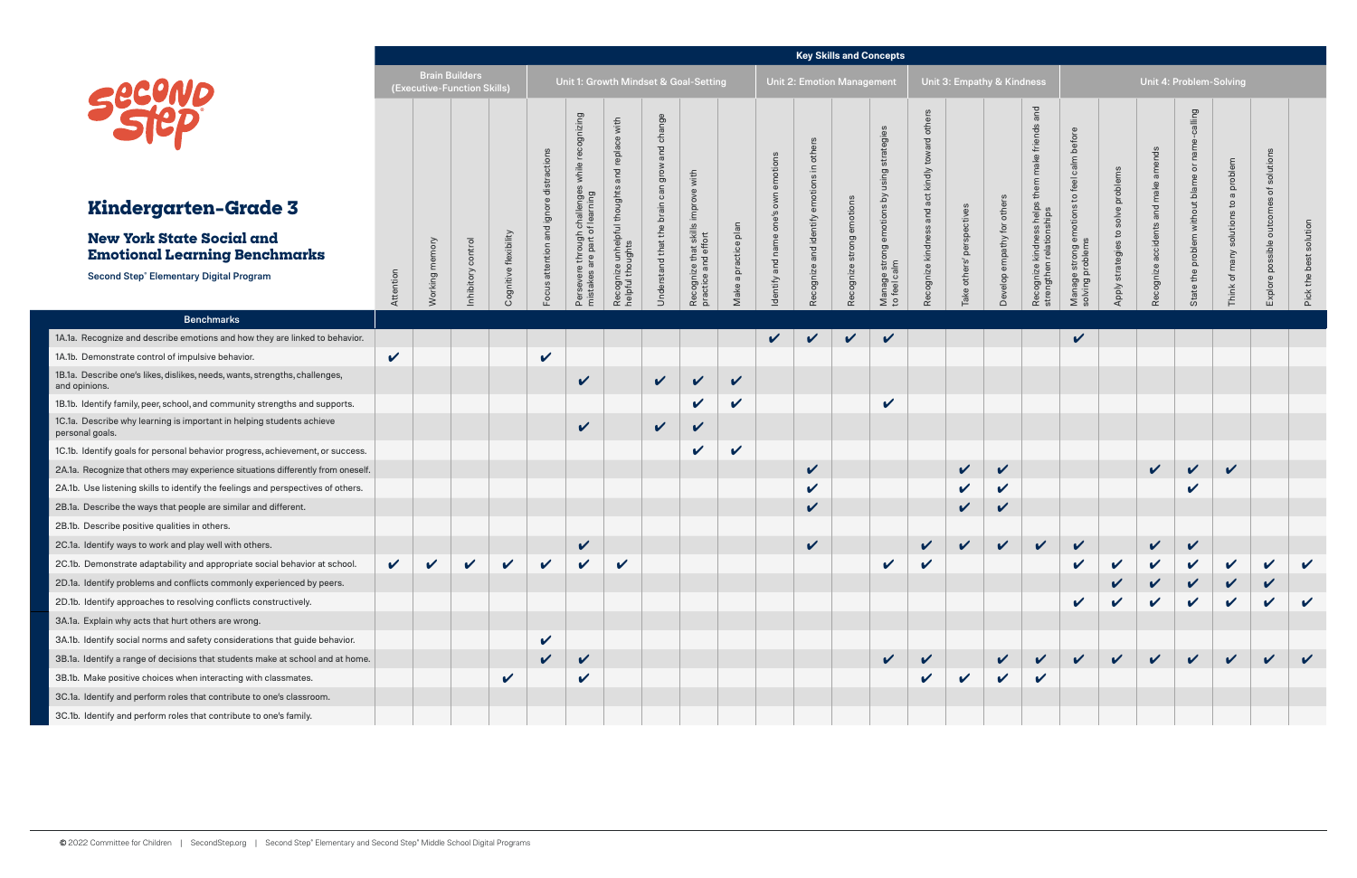# Kindergarten–Grade 3

## New York State Social and Emotional Learning Benchmarks

Second Step® Elementary Digital Program

**Key Skills and Concepts**

| Benchmarks | Brain Builders (Executive-Function Skills) | | | | Unit 1: Growth Mindset & Goal-Setting | | | | | | Unit 2: Emotion Management | | | | Unit 3: Empathy & Kindness | | | | Unit 4: Problem-Solving | | | | | | |
|---|---|---|---|---|---|---|---|---|---|---|---|---|---|---|---|---|---|---|---|---|---|---|---|---|---|
| | Attention | Working memory | Inhibitory control | Cognitive flexibility | Focus attention and ignore distractions | Persevere through challenges while recognizing mistakes are part of learning | Recognize unhelpful thoughts and replace with helpful thoughts | Understand that the brain can grow and change | Recognize that skills improve with practice and effort | Make a practice plan | Identify and name one's own emotions | Recognize and identify emotions in others | Recognize strong emotions | Manage strong emotions by using strategies to feel calm | Recognize kindness and act kindly toward others | Take others' perspectives | Develop empathy for others | Recognize kindness helps them make friends and strengthen relationships | Manage strong emotions to feel calm before solving problems | Apply strategies to solve problems | Recognize accidents and make amends | State the problem without blame or name-calling | Think of many solutions to a problem | Explore possible outcomes of solutions | Pick the best solution |
| 1A.1a. Recognize and describe emotions and how they are linked to behavior. | | | | | | | | | | | ✔ | ✔ | ✔ | ✔ | | | | | ✔ | | | | | | |
| 1A.1b. Demonstrate control of impulsive behavior. | ✔ | | | | ✔ | | | | | | | | | | | | | | | | | | | | |
| 1B.1a. Describe one's likes, dislikes, needs, wants, strengths, challenges, and opinions. | | | | | | ✔ | | ✔ | ✔ | ✔ | | | | | | | | | | | | | | | |
| 1B.1b. Identify family, peer, school, and community strengths and supports. | | | | | | | | | ✔ | ✔ | | | | ✔ | | | | | | | | | | | |
| 1C.1a. Describe why learning is important in helping students achieve personal goals. | | | | | | ✔ | | ✔ | ✔ | | | | | | | | | | | | | | | | |
| 1C.1b. Identify goals for personal behavior progress, achievement, or success. | | | | | | | | | ✔ | ✔ | | | | | | | | | | | | | | | |
| 2A.1a. Recognize that others may experience situations differently from oneself. | | | | | | | | | | | | ✔ | | | | ✔ | ✔ | | | | ✔ | ✔ | ✔ | | |
| 2A.1b. Use listening skills to identify the feelings and perspectives of others. | | | | | | | | | | | | ✔ | | | | ✔ | ✔ | | | | | ✔ | | | |
| 2B.1a. Describe the ways that people are similar and different. | | | | | | | | | | | | ✔ | | | | ✔ | ✔ | | | | | | | | |
| 2B.1b. Describe positive qualities in others. | | | | | | | | | | | | | | | | | | | | | | | | | |
| 2C.1a. Identify ways to work and play well with others. | | | | | | ✔ | | | | | | ✔ | | | ✔ | ✔ | ✔ | ✔ | ✔ | | ✔ | ✔ | | | |
| 2C.1b. Demonstrate adaptability and appropriate social behavior at school. | ✔ | ✔ | ✔ | ✔ | ✔ | ✔ | ✔ | | | | | | | ✔ | ✔ | | | | ✔ | ✔ | ✔ | ✔ | ✔ | ✔ | ✔ |
| 2D.1a. Identify problems and conflicts commonly experienced by peers. | | | | | | | | | | | | | | | | | | | | ✔ | ✔ | ✔ | ✔ | ✔ | |
| 2D.1b. Identify approaches to resolving conflicts constructively. | | | | | | | | | | | | | | | | | | | ✔ | ✔ | ✔ | ✔ | ✔ | ✔ | ✔ |
| 3A.1a. Explain why acts that hurt others are wrong. | | | | | | | | | | | | | | | | | | | | | | | | | |
| 3A.1b. Identify social norms and safety considerations that guide behavior. | | | | | ✔ | | | | | | | | | | | | | | | | | | | | |
| 3B.1a. Identify a range of decisions that students make at school and at home. | | | | | ✔ | ✔ | | | | | | | | ✔ | ✔ | | ✔ | ✔ | ✔ | ✔ | ✔ | ✔ | ✔ | ✔ | ✔ |
| 3B.1b. Make positive choices when interacting with classmates. | | | | ✔ | | ✔ | | | | | | | | | ✔ | ✔ | ✔ | ✔ | | | | | | | |
| 3C.1a. Identify and perform roles that contribute to one's classroom. | | | | | | | | | | | | | | | | | | | | | | | | | |
| 3C.1b. Identify and perform roles that contribute to one's family. | | | | | | | | | | | | | | | | | | | | | | | | | |

© 2022 Committee for Children | SecondStep.org | Second Step® Elementary and Second Step® Middle School Digital Programs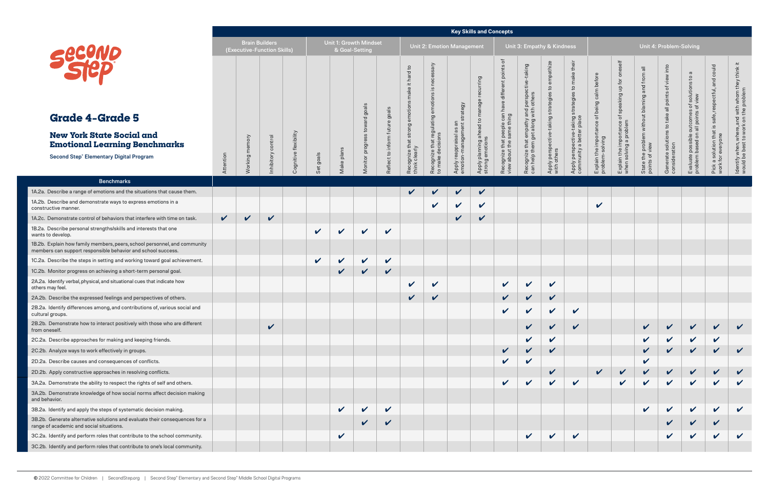# Grade 4–Grade 5

## New York State Social and Emotional Learning Benchmarks

**Second Step® Elementary Digital Program**

| | Key Skills and Concepts | | | | | | | | | | | | | | | | | | | | | | |
|---|---|---|---|---|---|---|---|---|---|---|---|---|---|---|---|---|---|---|---|---|---|---|---|
| | Brain Builders (Executive-Function Skills) | | | | Unit 1: Growth Mindset & Goal-Setting | | | | Unit 2: Emotion Management | | | | Unit 3: Empathy & Kindness | | | | Unit 4: Problem-Solving | | | | | | |
| **Benchmarks** | Attention | Working memory | Inhibitory control | Cognitive flexibility | Set goals | Make plans | Monitor progress toward goals | Reflect to inform future goals | Recognize that strong emotions make it hard to think clearly | Recognize that regulating emotions is necessary to make decisions | Apply reappraisal as an emotion-management strategy | Apply planning ahead to manage recurring strong emotions | Recognize that people can have different points of view about the same thing | Recognize that empathy and perspective-taking can help them get along with others | Apply perspective-taking strategies to empathize with others | Apply perspective-taking strategies to make their community a better place | Explain the importance of being calm before problem-solving | Explain the importance of speaking up for oneself when solving a problem | State the problem without blaming and from all points of view | Generate solutions to take all points of view into consideration | Evaluate possible outcomes of solutions to a problem based on all points of view | Pick a solution that is safe, respectful, and could work for everyone | Identify when, where, and with whom they think it would be best to work on the problem |
| 1A.2a. Describe a range of emotions and the situations that cause them. | | | | | | | | | ✔ | ✔ | ✔ | ✔ | | | | | | | | | | | |
| 1A.2b. Describe and demonstrate ways to express emotions in a constructive manner. | | | | | | | | | | ✔ | ✔ | ✔ | | | | | ✔ | | | | | | |
| 1A.2c. Demonstrate control of behaviors that interfere with time on task. | ✔ | ✔ | ✔ | | | | | | | | ✔ | ✔ | | | | | | | | | | | |
| 1B.2a. Describe personal strengths/skills and interests that one wants to develop. | | | | | ✔ | ✔ | ✔ | ✔ | | | | | | | | | | | | | | | |
| 1B.2b. Explain how family members, peers, school personnel, and community members can support responsible behavior and school success. | | | | | | | | | | | | | | | | | | | | | | | |
| 1C.2a. Describe the steps in setting and working toward goal achievement. | | | | | ✔ | ✔ | ✔ | ✔ | | | | | | | | | | | | | | | |
| 1C.2b. Monitor progress on achieving a short-term personal goal. | | | | | | ✔ | ✔ | ✔ | | | | | | | | | | | | | | | |
| 2A.2a. Identify verbal, physical, and situational cues that indicate how others may feel. | | | | | | | | | ✔ | ✔ | | | ✔ | ✔ | ✔ | | | | | | | | |
| 2A.2b. Describe the expressed feelings and perspectives of others. | | | | | | | | | ✔ | ✔ | | | ✔ | ✔ | ✔ | | | | | | | | |
| 2B.2a. Identify differences among, and contributions of, various social and cultural groups. | | | | | | | | | | | | | ✔ | ✔ | ✔ | ✔ | | | | | | | |
| 2B.2b. Demonstrate how to interact positively with those who are different from oneself. | | | ✔ | | | | | | | | | | | ✔ | ✔ | ✔ | | | ✔ | ✔ | ✔ | ✔ | ✔ |
| 2C.2a. Describe approaches for making and keeping friends. | | | | | | | | | | | | | | ✔ | ✔ | | | | ✔ | ✔ | ✔ | ✔ | |
| 2C.2b. Analyze ways to work effectively in groups. | | | | | | | | | | | | | ✔ | ✔ | ✔ | | | | ✔ | ✔ | ✔ | ✔ | ✔ |
| 2D.2a. Describe causes and consequences of conflicts. | | | | | | | | | | | | | ✔ | ✔ | | | | | ✔ | | | | |
| 2D.2b. Apply constructive approaches in resolving conflicts. | | | | | | | | | | | | | | | ✔ | | ✔ | ✔ | ✔ | ✔ | ✔ | ✔ | ✔ |
| 3A.2a. Demonstrate the ability to respect the rights of self and others. | | | | | | | | | | | | | ✔ | ✔ | ✔ | ✔ | | ✔ | ✔ | ✔ | ✔ | ✔ | ✔ |
| 3A.2b. Demonstrate knowledge of how social norms affect decision making and behavior. | | | | | | | | | | | | | | | | | | | | | | | |
| 3B.2a. Identify and apply the steps of systematic decision making. | | | | | | ✔ | ✔ | ✔ | | | | | | | | | | | ✔ | ✔ | ✔ | ✔ | ✔ |
| 3B.2b. Generate alternative solutions and evaluate their consequences for a range of academic and social situations. | | | | | | | ✔ | ✔ | | | | | | | | | | | | ✔ | ✔ | ✔ | |
| 3C.2a. Identify and perform roles that contribute to the school community. | | | | | | ✔ | | | | | | | | ✔ | ✔ | ✔ | | | | ✔ | ✔ | ✔ | ✔ |
| 3C.2b. Identify and perform roles that contribute to one's local community. | | | | | | | | | | | | | | | | | | | | | | | |

© 2022 Committee for Children | SecondStep.org | Second Step® Elementary and Second Step® Middle School Digital Programs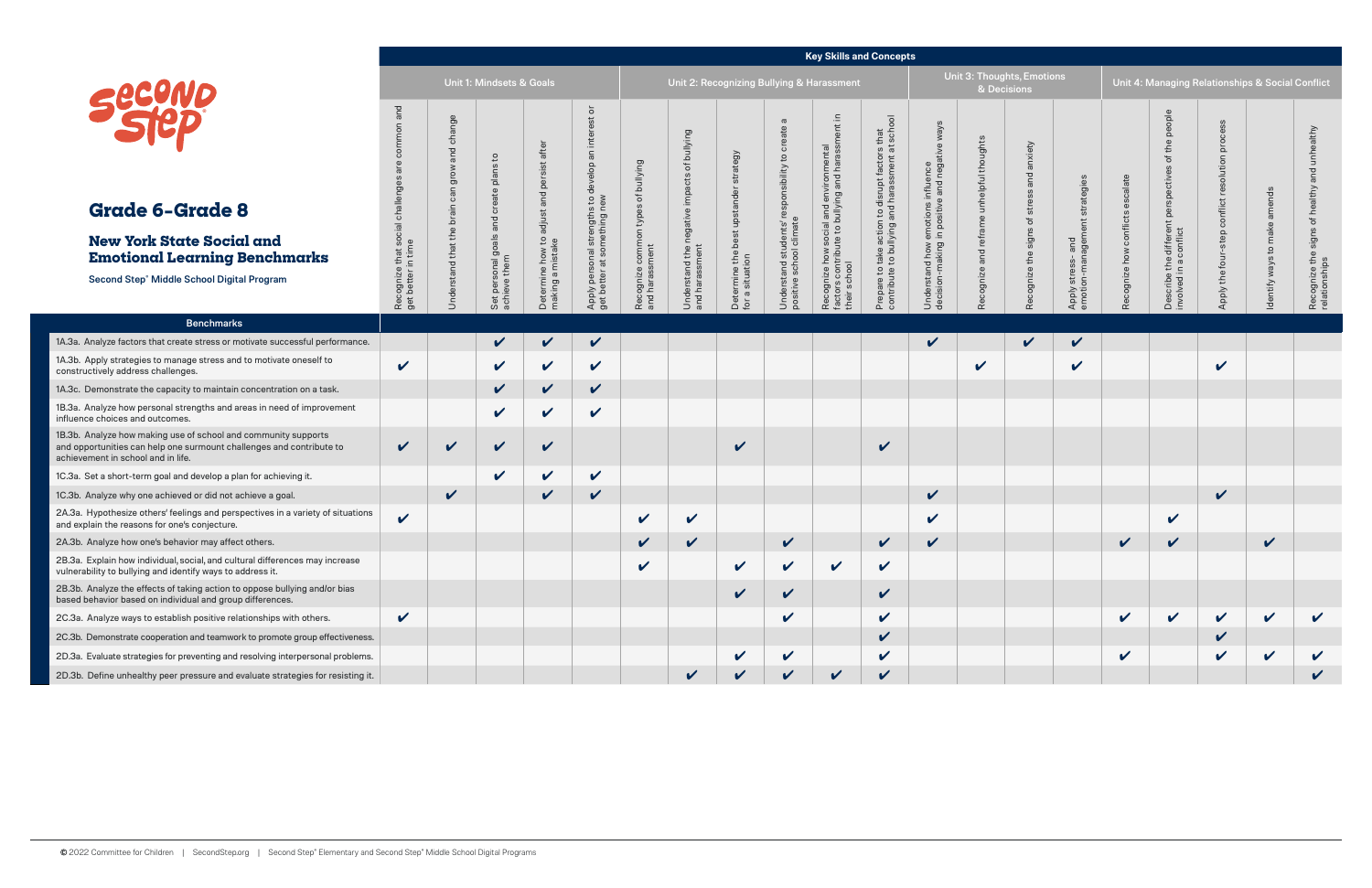# Grade 6–Grade 8

## New York State Social and Emotional Learning Benchmarks

Second Step® Middle School Digital Program

| | Key Skills and Concepts | | | | | | | | | | | | | | | | | | | |
|---|---|---|---|---|---|---|---|---|---|---|---|---|---|---|---|---|---|---|---|---|
| | Unit 1: Mindsets & Goals | | | | | Unit 2: Recognizing Bullying & Harassment | | | | | | Unit 3: Thoughts, Emotions & Decisions | | | | Unit 4: Managing Relationships & Social Conflict | | | | |
| **Benchmarks** | Recognize that social challenges are common and get better in time | Understand that the brain can grow and change | Set personal goals and create plans to achieve them | Determine how to adjust and persist after making a mistake | Apply personal strengths to develop an interest or get better at something new | Recognize common types of bullying and harassment | Understand the negative impacts of bullying and harassment | Determine the best upstander strategy for a situation | Understand students' responsibility to create a positive school climate | Recognize how social and environmental factors contribute to bullying and harassment in their school | Prepare to take action to disrupt factors that contribute to bullying and harassment at school | Understand how emotions influence decision-making in positive and negative ways | Recognize and reframe unhelpful thoughts | Recognize the signs of stress and anxiety | Apply stress- and emotion-management strategies | Recognize how conflicts escalate | Describe the different perspectives of the people involved in a conflict | Apply the four-step conflict resolution process | Identify ways to make amends | Recognize the signs of healthy and unhealthy relationships |
| 1A.3a. Analyze factors that create stress or motivate successful performance. | | | ✔ | ✔ | ✔ | | | | | | | ✔ | | ✔ | ✔ | | | | | |
| 1A.3b. Apply strategies to manage stress and to motivate oneself to constructively address challenges. | ✔ | | ✔ | ✔ | ✔ | | | | | | | | ✔ | | ✔ | | | ✔ | | |
| 1A.3c. Demonstrate the capacity to maintain concentration on a task. | | | ✔ | ✔ | ✔ | | | | | | | | | | | | | | | |
| 1B.3a. Analyze how personal strengths and areas in need of improvement influence choices and outcomes. | | | ✔ | ✔ | ✔ | | | | | | | | | | | | | | | |
| 1B.3b. Analyze how making use of school and community supports and opportunities can help one surmount challenges and contribute to achievement in school and in life. | ✔ | ✔ | ✔ | ✔ | | | | ✔ | | | ✔ | | | | | | | | | |
| 1C.3a. Set a short-term goal and develop a plan for achieving it. | | | ✔ | ✔ | ✔ | | | | | | | | | | | | | | | |
| 1C.3b. Analyze why one achieved or did not achieve a goal. | | ✔ | | ✔ | ✔ | | | | | | | ✔ | | | | | | ✔ | | |
| 2A.3a. Hypothesize others' feelings and perspectives in a variety of situations and explain the reasons for one's conjecture. | ✔ | | | | | ✔ | ✔ | | | | | ✔ | | | | | ✔ | | | |
| 2A.3b. Analyze how one's behavior may affect others. | | | | | | ✔ | ✔ | | ✔ | | ✔ | ✔ | | | | ✔ | ✔ | | ✔ | |
| 2B.3a. Explain how individual, social, and cultural differences may increase vulnerability to bullying and identify ways to address it. | | | | | | ✔ | | ✔ | ✔ | ✔ | ✔ | | | | | | | | | |
| 2B.3b. Analyze the effects of taking action to oppose bullying and/or bias based behavior based on individual and group differences. | | | | | | | | ✔ | ✔ | | ✔ | | | | | | | | | |
| 2C.3a. Analyze ways to establish positive relationships with others. | ✔ | | | | | | | | ✔ | | ✔ | | | | | ✔ | ✔ | ✔ | ✔ | ✔ |
| 2C.3b. Demonstrate cooperation and teamwork to promote group effectiveness. | | | | | | | | | | | ✔ | | | | | | | ✔ | | |
| 2D.3a. Evaluate strategies for preventing and resolving interpersonal problems. | | | | | | | | ✔ | ✔ | | ✔ | | | | | ✔ | | ✔ | ✔ | ✔ |
| 2D.3b. Define unhealthy peer pressure and evaluate strategies for resisting it. | | | | | | | ✔ | ✔ | ✔ | ✔ | ✔ | | | | | | | | | ✔ |

© 2022 Committee for Children | SecondStep.org | Second Step® Elementary and Second Step® Middle School Digital Programs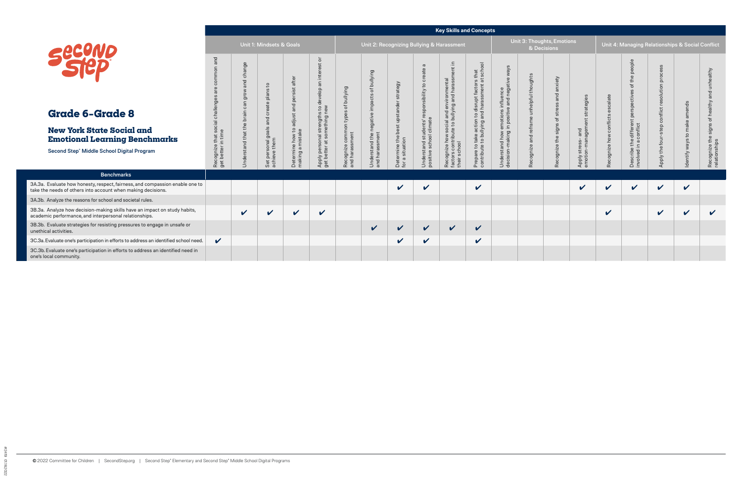# Grade 6–Grade 8

## New York State Social and Emotional Learning Benchmarks

**Second Step® Middle School Digital Program**

| Benchmarks | Key Skills and Concepts | | | | | | | | | | | | | | | | | | | |
|---|---|---|---|---|---|---|---|---|---|---|---|---|---|---|---|---|---|---|---|---|
| | Unit 1: Mindsets & Goals | | | | | Unit 2: Recognizing Bullying & Harassment | | | | | | Unit 3: Thoughts, Emotions & Decisions | | | | Unit 4: Managing Relationships & Social Conflict | | | | |
| | Recognize that social challenges are common and get better in time | Understand that the brain can grow and change | Set personal goals and create plans to achieve them | Determine how to adjust and persist after making a mistake | Apply personal strengths to develop an interest or get better at something new | Recognize common types of bullying and harassment | Understand the negative impacts of bullying and harassment | Determine the best upstander strategy for a situation | Understand students' responsibility to create a positive school climate | Recognize how social and environmental factors contribute to bullying and harassment in their school | Prepare to take action to disrupt factors that contribute to bullying and harassment at school | Understand how emotions influence decision-making in positive and negative ways | Recognize and reframe unhelpful thoughts | Recognize the signs of stress and anxiety | Apply stress- and emotion-management strategies | Recognize how conflicts escalate | Describe the different perspectives of the people involved in a conflict | Apply the four-step conflict resolution process | Identify ways to make amends | Recognize the signs of healthy and unhealthy relationships |
| 3A.3a. Evaluate how honesty, respect, fairness, and compassion enable one to take the needs of others into account when making decisions. | | | | | | | | ✔ | ✔ | | ✔ | | | | ✔ | ✔ | ✔ | ✔ | ✔ | |
| 3A.3b. Analyze the reasons for school and societal rules. | | | | | | | | | | | | | | | | | | | | |
| 3B.3a. Analyze how decision-making skills have an impact on study habits, academic performance, and interpersonal relationships. | | ✔ | ✔ | ✔ | ✔ | | | | | | | | | | | ✔ | | ✔ | ✔ | ✔ |
| 3B.3b. Evaluate strategies for resisting pressures to engage in unsafe or unethical activities. | | | | | | | ✔ | ✔ | ✔ | ✔ | ✔ | | | | | | | | | |
| 3C.3a. Evaluate one's participation in efforts to address an identified school need. | ✔ | | | | | | | ✔ | ✔ | | ✔ | | | | | | | | | |
| 3C.3b. Evaluate one's participation in efforts to address an identified need in one's local community. | | | | | | | | | | | | | | | | | | | | |

© 2022 Committee for Children | SecondStep.org | Second Step® Elementary and Second Step® Middle School Digital Programs